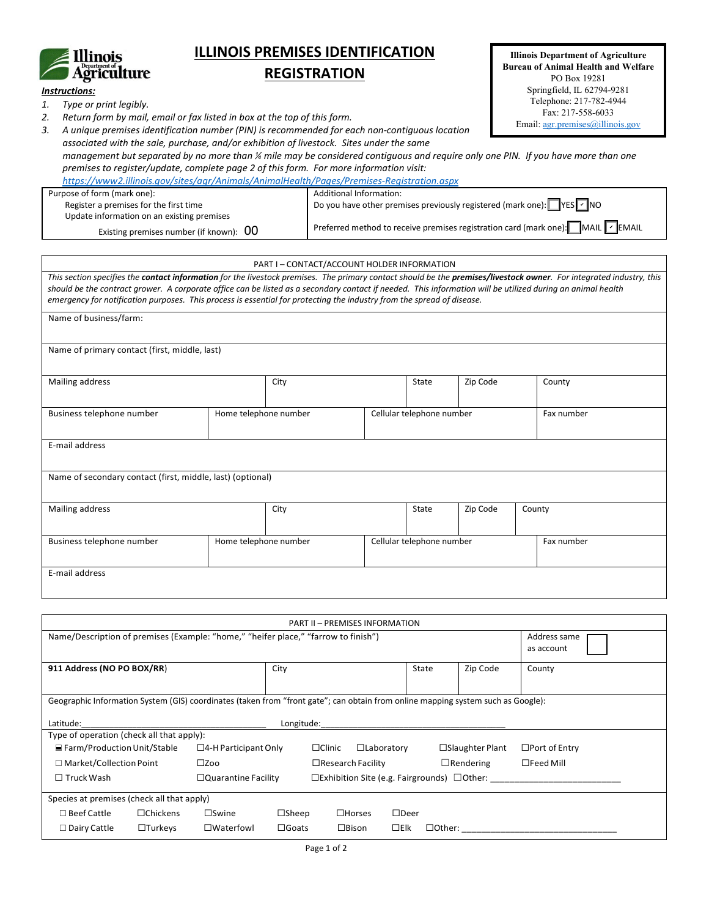# ILLINOIS PREMISES IDENTIFICATION REGISTRATION

**Illinois Department of Agriculture**
**Bureau of Animal Health and Welfare**
PO Box 19281
Springfield, IL 62794-9281
Telephone: 217-782-4944
Fax: 217-558-6033
Email: agr.premises@illinois.gov

***Instructions:***

1. *Type or print legibly.*
2. *Return form by mail, email or fax listed in box at the top of this form.*
3. *A unique premises identification number (PIN) is recommended for each non-contiguous location associated with the sale, purchase, and/or exhibition of livestock. Sites under the same management but separated by no more than ¼ mile may be considered contiguous and require only one PIN. If you have more than one premises to register/update, complete page 2 of this form. For more information visit: https://www2.illinois.gov/sites/agr/Animals/AnimalHealth/Pages/Premises-Registration.aspx*

| Purpose of form (mark one): | Additional Information: |
|---|---|
| Register a premises for the first time | Do you have other premises previously registered (mark one): ☐ YES ☑ NO |
| Update information on an existing premises | |
| Existing premises number (if known): 00 | Preferred method to receive premises registration card (mark one): ☐ MAIL ☑ EMAIL |

## PART I – CONTACT/ACCOUNT HOLDER INFORMATION

*This section specifies the **contact information** for the livestock premises. The primary contact should be the **premises/livestock owner**. For integrated industry, this should be the contract grower. A corporate office can be listed as a secondary contact if needed. This information will be utilized during an animal health emergency for notification purposes. This process is essential for protecting the industry from the spread of disease.*

| | | | | |
|---|---|---|---|---|
| Name of business/farm: | | | | |
| Name of primary contact (first, middle, last) | | | | |
| Mailing address | City | State | Zip Code | County |
| Business telephone number | Home telephone number | Cellular telephone number | | Fax number |
| E-mail address | | | | |
| Name of secondary contact (first, middle, last) (optional) | | | | |
| Mailing address | City | State | Zip Code | County |
| Business telephone number | Home telephone number | Cellular telephone number | | Fax number |
| E-mail address | | | | |

## PART II – PREMISES INFORMATION

| | | | | |
|---|---|---|---|---|
| Name/Description of premises (Example: "home," "heifer place," "farrow to finish") | | | | Address same as account ☐ |
| **911 Address (NO PO BOX/RR)** | City | State | Zip Code | County |

Geographic Information System (GIS) coordinates (taken from "front gate"; can obtain from online mapping system such as Google):

Latitude:______________________________ Longitude:______________________________

Type of operation (check all that apply):

- ■ Farm/Production Unit/Stable
- ☐ 4-H Participant Only
- ☐ Clinic
- ☐ Laboratory
- ☐ Slaughter Plant
- ☐ Port of Entry
- ☐ Market/Collection Point
- ☐ Zoo
- ☐ Research Facility
- ☐ Rendering
- ☐ Feed Mill
- ☐ Truck Wash
- ☐ Quarantine Facility
- ☐ Exhibition Site (e.g. Fairgrounds)
- ☐ Other: ______________________

Species at premises (check all that apply)

- ☐ Beef Cattle
- ☐ Chickens
- ☐ Swine
- ☐ Sheep
- ☐ Horses
- ☐ Deer
- ☐ Dairy Cattle
- ☐ Turkeys
- ☐ Waterfowl
- ☐ Goats
- ☐ Bison
- ☐ Elk
- ☐ Other: ______________________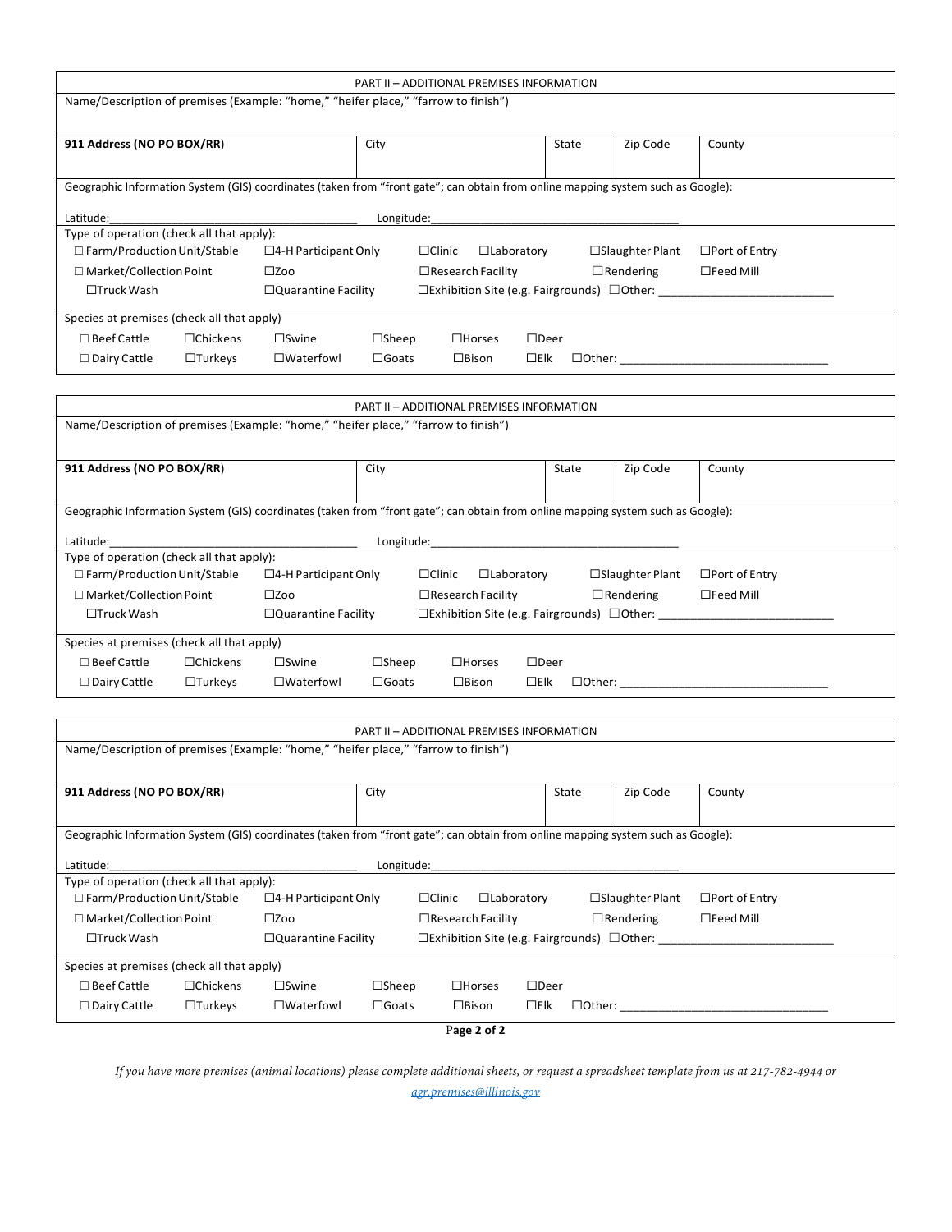## PART II – ADDITIONAL PREMISES INFORMATION

Name/Description of premises (Example: "home," "heifer place," "farrow to finish")

| **911 Address (NO PO BOX/RR)** | City | State | Zip Code | County |
|---|---|---|---|---|
| | | | | |

Geographic Information System (GIS) coordinates (taken from "front gate"; can obtain from online mapping system such as Google):

Latitude:______________________________________ Longitude:______________________________________

Type of operation (check all that apply):

☐ Farm/Production Unit/Stable ☐4-H Participant Only ☐Clinic ☐Laboratory ☐Slaughter Plant ☐Port of Entry
☐ Market/Collection Point ☐Zoo ☐Research Facility ☐Rendering ☐Feed Mill
☐Truck Wash ☐Quarantine Facility ☐Exhibition Site (e.g. Fairgrounds) ☐Other: ___________________________

Species at premises (check all that apply)

☐ Beef Cattle ☐Chickens ☐Swine ☐Sheep ☐Horses ☐Deer
☐ Dairy Cattle ☐Turkeys ☐Waterfowl ☐Goats ☐Bison ☐Elk ☐Other: _______________________________

## PART II – ADDITIONAL PREMISES INFORMATION

Name/Description of premises (Example: "home," "heifer place," "farrow to finish")

| **911 Address (NO PO BOX/RR)** | City | State | Zip Code | County |
|---|---|---|---|---|
| | | | | |

Geographic Information System (GIS) coordinates (taken from "front gate"; can obtain from online mapping system such as Google):

Latitude:______________________________________ Longitude:______________________________________

Type of operation (check all that apply):

☐ Farm/Production Unit/Stable ☐4-H Participant Only ☐Clinic ☐Laboratory ☐Slaughter Plant ☐Port of Entry
☐ Market/Collection Point ☐Zoo ☐Research Facility ☐Rendering ☐Feed Mill
☐Truck Wash ☐Quarantine Facility ☐Exhibition Site (e.g. Fairgrounds) ☐Other: ___________________________

Species at premises (check all that apply)

☐ Beef Cattle ☐Chickens ☐Swine ☐Sheep ☐Horses ☐Deer
☐ Dairy Cattle ☐Turkeys ☐Waterfowl ☐Goats ☐Bison ☐Elk ☐Other: _______________________________

## PART II – ADDITIONAL PREMISES INFORMATION

Name/Description of premises (Example: "home," "heifer place," "farrow to finish")

| **911 Address (NO PO BOX/RR)** | City | State | Zip Code | County |
|---|---|---|---|---|
| | | | | |

Geographic Information System (GIS) coordinates (taken from "front gate"; can obtain from online mapping system such as Google):

Latitude:______________________________________ Longitude:______________________________________

Type of operation (check all that apply):

☐ Farm/Production Unit/Stable ☐4-H Participant Only ☐Clinic ☐Laboratory ☐Slaughter Plant ☐Port of Entry
☐ Market/Collection Point ☐Zoo ☐Research Facility ☐Rendering ☐Feed Mill
☐Truck Wash ☐Quarantine Facility ☐Exhibition Site (e.g. Fairgrounds) ☐Other: ___________________________

Species at premises (check all that apply)

☐ Beef Cattle ☐Chickens ☐Swine ☐Sheep ☐Horses ☐Deer
☐ Dairy Cattle ☐Turkeys ☐Waterfowl ☐Goats ☐Bison ☐Elk ☐Other: _______________________________

*If you have more premises (animal locations) please complete additional sheets, or request a spreadsheet template from us at 217-782-4944 or agr.premises@illinois.gov*